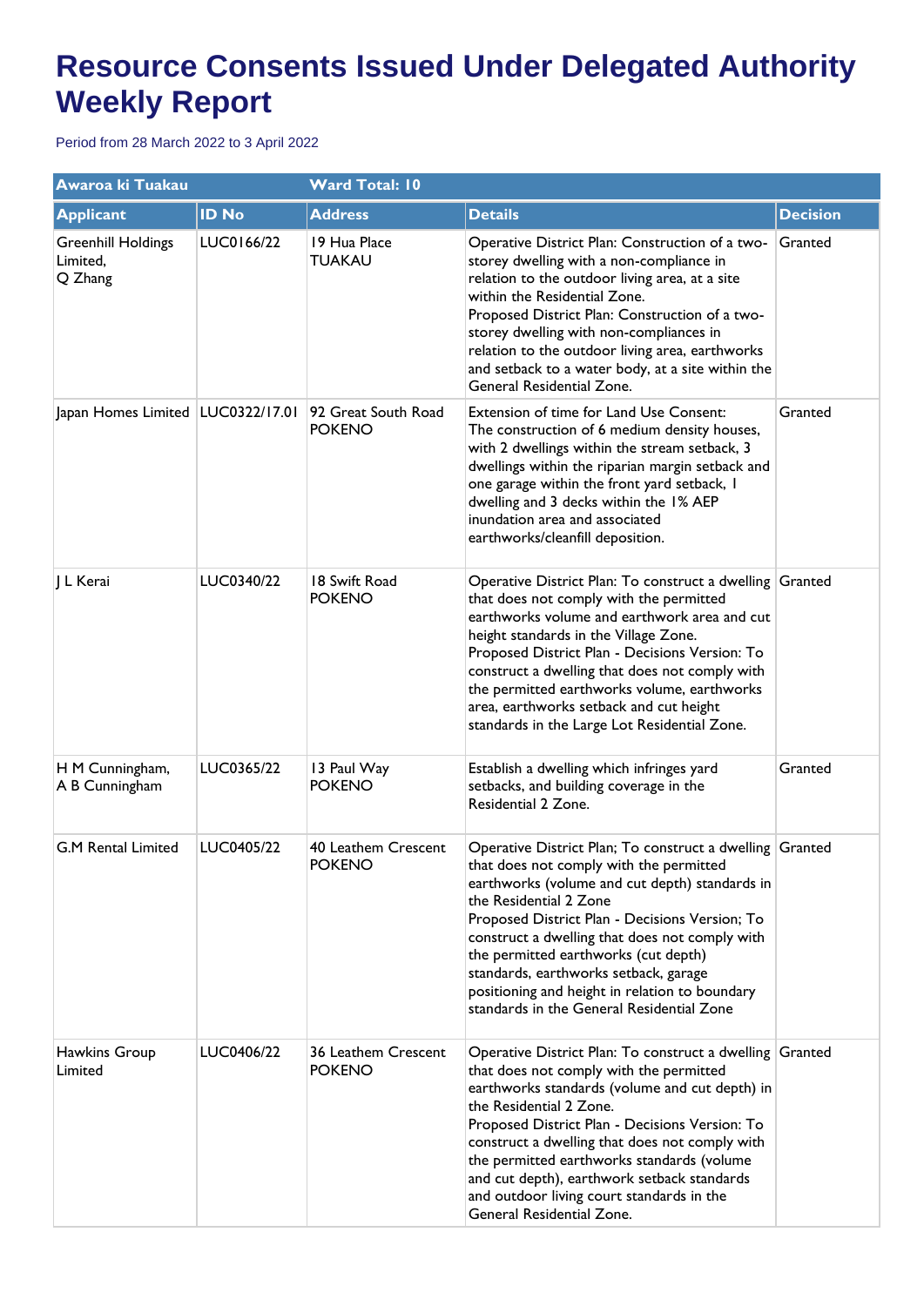# Resource Consents Issued Under Delegated Authority Weekly Report

Period from 28 March 2022 to 3 April 2022

| Awaroa ki Tuakau | | Ward Total: 10 | | |
|---|---|---|---|---|
| **Applicant** | **ID No** | **Address** | **Details** | **Decision** |
| Greenhill Holdings Limited, Q Zhang | LUC0166/22 | 19 Hua Place TUAKAU | Operative District Plan: Construction of a two-storey dwelling with a non-compliance in relation to the outdoor living area, at a site within the Residential Zone. Proposed District Plan: Construction of a two-storey dwelling with non-compliances in relation to the outdoor living area, earthworks and setback to a water body, at a site within the General Residential Zone. | Granted |
| Japan Homes Limited | LUC0322/17.01 | 92 Great South Road POKENO | Extension of time for Land Use Consent: The construction of 6 medium density houses, with 2 dwellings within the stream setback, 3 dwellings within the riparian margin setback and one garage within the front yard setback, 1 dwelling and 3 decks within the 1% AEP inundation area and associated earthworks/cleanfill deposition. | Granted |
| J L Kerai | LUC0340/22 | 18 Swift Road POKENO | Operative District Plan: To construct a dwelling that does not comply with the permitted earthworks volume and earthwork area and cut height standards in the Village Zone. Proposed District Plan - Decisions Version: To construct a dwelling that does not comply with the permitted earthworks volume, earthworks area, earthworks setback and cut height standards in the Large Lot Residential Zone. | Granted |
| H M Cunningham, A B Cunningham | LUC0365/22 | 13 Paul Way POKENO | Establish a dwelling which infringes yard setbacks, and building coverage in the Residential 2 Zone. | Granted |
| G.M Rental Limited | LUC0405/22 | 40 Leathem Crescent POKENO | Operative District Plan; To construct a dwelling that does not comply with the permitted earthworks (volume and cut depth) standards in the Residential 2 Zone Proposed District Plan - Decisions Version; To construct a dwelling that does not comply with the permitted earthworks (cut depth) standards, earthworks setback, garage positioning and height in relation to boundary standards in the General Residential Zone | Granted |
| Hawkins Group Limited | LUC0406/22 | 36 Leathem Crescent POKENO | Operative District Plan: To construct a dwelling that does not comply with the permitted earthworks standards (volume and cut depth) in the Residential 2 Zone. Proposed District Plan - Decisions Version: To construct a dwelling that does not comply with the permitted earthworks standards (volume and cut depth), earthwork setback standards and outdoor living court standards in the General Residential Zone. | Granted |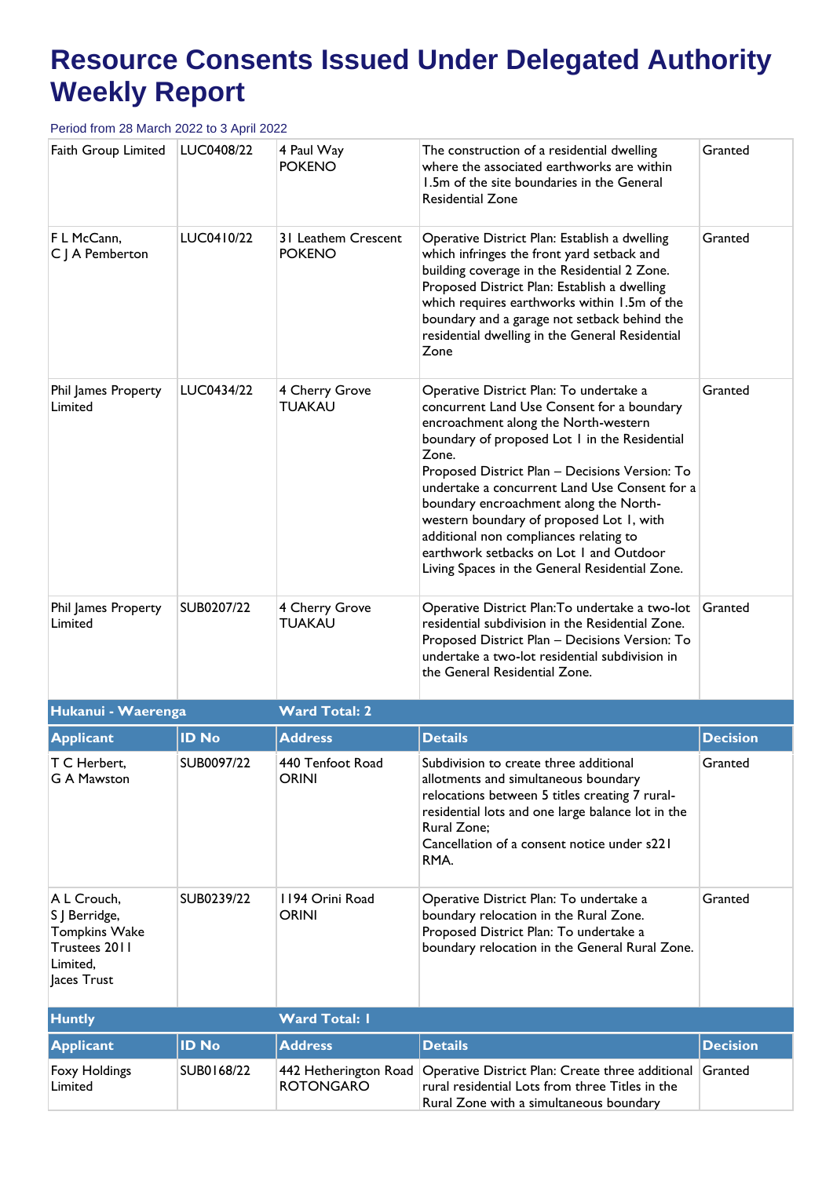# Resource Consents Issued Under Delegated Authority Weekly Report

Period from 28 March 2022 to 3 April 2022

| | | | | |
|---|---|---|---|---|
| Faith Group Limited | LUC0408/22 | 4 Paul Way POKENO | The construction of a residential dwelling where the associated earthworks are within 1.5m of the site boundaries in the General Residential Zone | Granted |
| F L McCann, C J A Pemberton | LUC0410/22 | 31 Leathem Crescent POKENO | Operative District Plan: Establish a dwelling which infringes the front yard setback and building coverage in the Residential 2 Zone. Proposed District Plan: Establish a dwelling which requires earthworks within 1.5m of the boundary and a garage not setback behind the residential dwelling in the General Residential Zone | Granted |
| Phil James Property Limited | LUC0434/22 | 4 Cherry Grove TUAKAU | Operative District Plan: To undertake a concurrent Land Use Consent for a boundary encroachment along the North-western boundary of proposed Lot 1 in the Residential Zone. Proposed District Plan – Decisions Version: To undertake a concurrent Land Use Consent for a boundary encroachment along the North-western boundary of proposed Lot 1, with additional non compliances relating to earthwork setbacks on Lot 1 and Outdoor Living Spaces in the General Residential Zone. | Granted |
| Phil James Property Limited | SUB0207/22 | 4 Cherry Grove TUAKAU | Operative District Plan:To undertake a two-lot residential subdivision in the Residential Zone. Proposed District Plan – Decisions Version: To undertake a two-lot residential subdivision in the General Residential Zone. | Granted |

**Hukanui - Waerenga** — **Ward Total: 2**

| Applicant | ID No | Address | Details | Decision |
|---|---|---|---|---|
| T C Herbert, G A Mawston | SUB0097/22 | 440 Tenfoot Road ORINI | Subdivision to create three additional allotments and simultaneous boundary relocations between 5 titles creating 7 rural-residential lots and one large balance lot in the Rural Zone; Cancellation of a consent notice under s221 RMA. | Granted |
| A L Crouch, S J Berridge, Tompkins Wake Trustees 2011 Limited, Jaces Trust | SUB0239/22 | 1194 Orini Road ORINI | Operative District Plan: To undertake a boundary relocation in the Rural Zone. Proposed District Plan: To undertake a boundary relocation in the General Rural Zone. | Granted |

**Huntly** — **Ward Total: 1**

| Applicant | ID No | Address | Details | Decision |
|---|---|---|---|---|
| Foxy Holdings Limited | SUB0168/22 | 442 Hetherington Road ROTONGARO | Operative District Plan: Create three additional rural residential Lots from three Titles in the Rural Zone with a simultaneous boundary | Granted |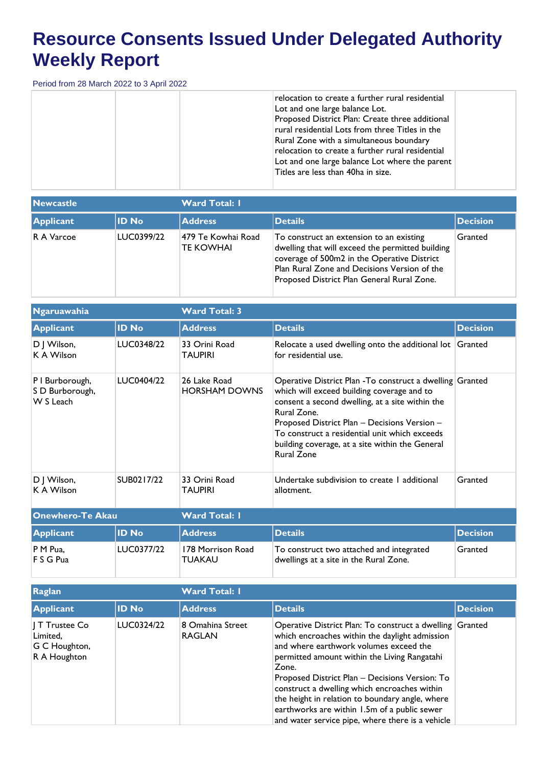# Resource Consents Issued Under Delegated Authority Weekly Report

Period from 28 March 2022 to 3 April 2022

| | | | | |
|---|---|---|---|---|
| | | | relocation to create a further rural residential Lot and one large balance Lot.<br>Proposed District Plan: Create three additional rural residential Lots from three Titles in the Rural Zone with a simultaneous boundary relocation to create a further rural residential Lot and one large balance Lot where the parent Titles are less than 40ha in size. | |

| Newcastle | | Ward Total: 1 | | |
|---|---|---|---|---|
| **Applicant** | **ID No** | **Address** | **Details** | **Decision** |
| R A Varcoe | LUC0399/22 | 479 Te Kowhai Road TE KOWHAI | To construct an extension to an existing dwelling that will exceed the permitted building coverage of 500m2 in the Operative District Plan Rural Zone and Decisions Version of the Proposed District Plan General Rural Zone. | Granted |

| Ngaruawahia | | Ward Total: 3 | | |
|---|---|---|---|---|
| **Applicant** | **ID No** | **Address** | **Details** | **Decision** |
| D J Wilson, K A Wilson | LUC0348/22 | 33 Orini Road TAUPIRI | Relocate a used dwelling onto the additional lot for residential use. | Granted |
| P I Burborough, S D Burborough, W S Leach | LUC0404/22 | 26 Lake Road HORSHAM DOWNS | Operative District Plan -To construct a dwelling which will exceed building coverage and to consent a second dwelling, at a site within the Rural Zone.<br>Proposed District Plan – Decisions Version – To construct a residential unit which exceeds building coverage, at a site within the General Rural Zone | Granted |
| D J Wilson, K A Wilson | SUB0217/22 | 33 Orini Road TAUPIRI | Undertake subdivision to create 1 additional allotment. | Granted |

| Onewhero-Te Akau | | Ward Total: 1 | | |
|---|---|---|---|---|
| **Applicant** | **ID No** | **Address** | **Details** | **Decision** |
| P M Pua, F S G Pua | LUC0377/22 | 178 Morrison Road TUAKAU | To construct two attached and integrated dwellings at a site in the Rural Zone. | Granted |

| Raglan | | Ward Total: 1 | | |
|---|---|---|---|---|
| **Applicant** | **ID No** | **Address** | **Details** | **Decision** |
| J T Trustee Co Limited, G C Houghton, R A Houghton | LUC0324/22 | 8 Omahina Street RAGLAN | Operative District Plan: To construct a dwelling which encroaches within the daylight admission and where earthwork volumes exceed the permitted amount within the Living Rangatahi Zone.<br>Proposed District Plan – Decisions Version: To construct a dwelling which encroaches within the height in relation to boundary angle, where earthworks are within 1.5m of a public sewer and water service pipe, where there is a vehicle | Granted |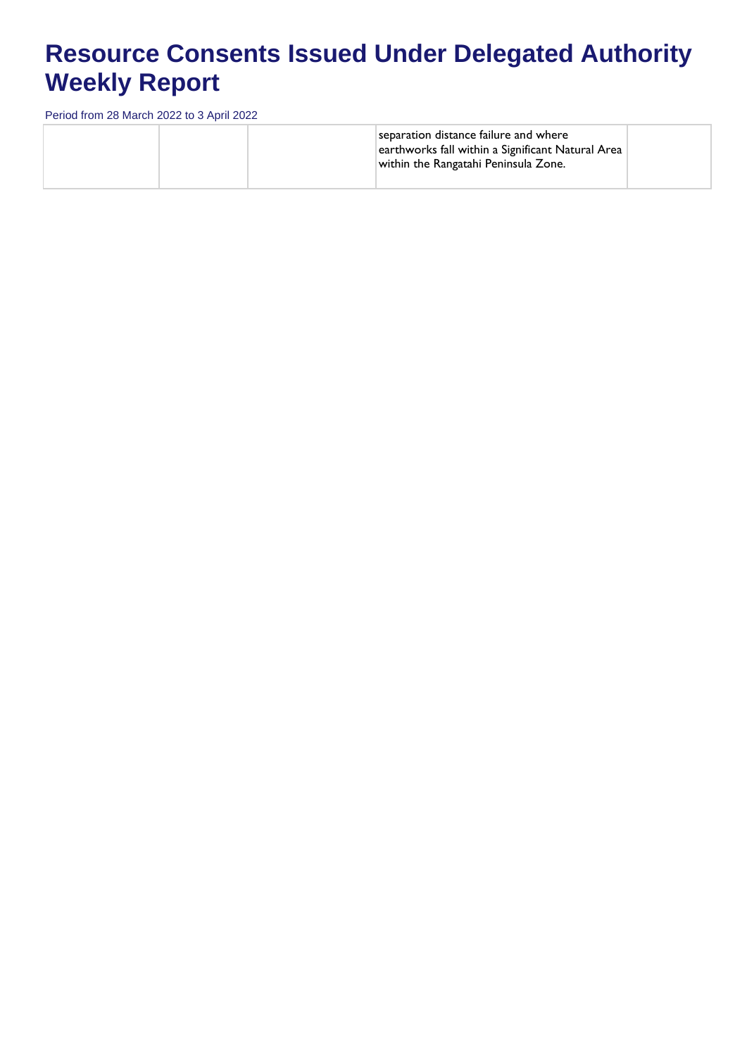# Resource Consents Issued Under Delegated Authority Weekly Report

Period from 28 March 2022 to 3 April 2022

| | | | | |
|---|---|---|---|---|
| | | | separation distance failure and where earthworks fall within a Significant Natural Area within the Rangatahi Peninsula Zone. | |